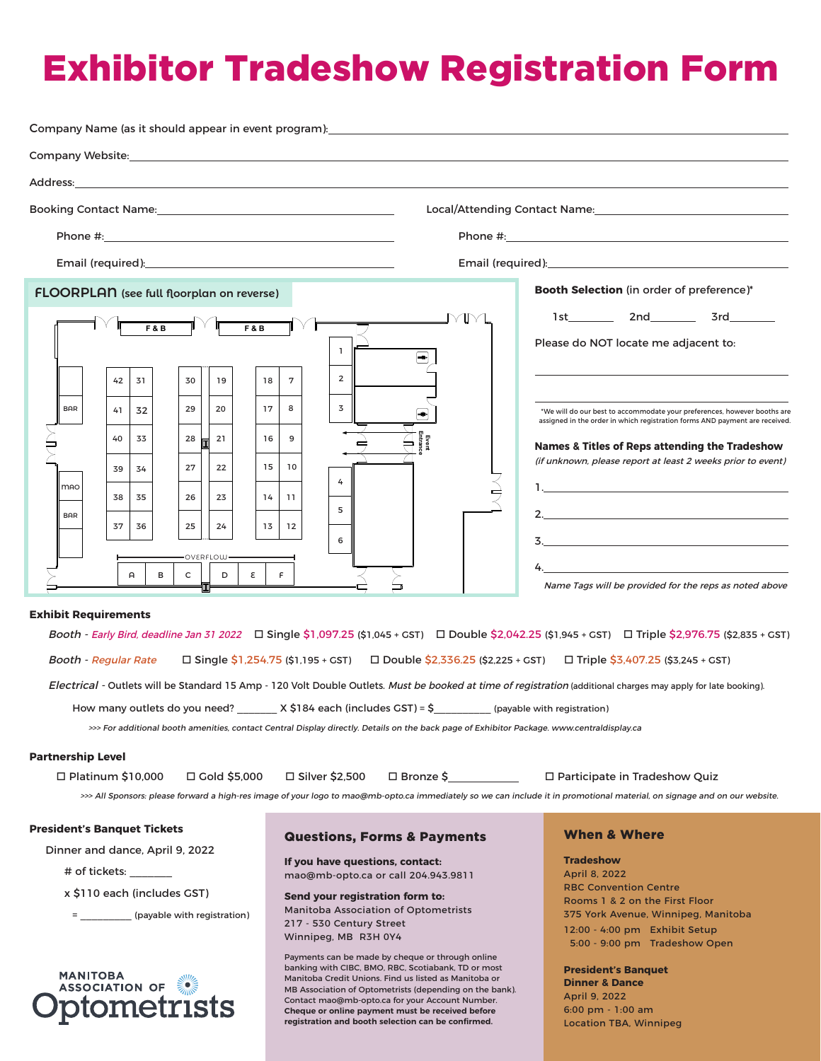# Exhibitor Tradeshow Registration Form

Company Name (as it should appear in event program): ____________________

Company Website: ____________________

Address: ____________________

Booking Contact Name: ____________________

Phone #: ____________________

Email (required): ____________________

Local/Attending Contact Name: ____________________

Phone #: ____________________

Email (required): ____________________

## FLOORPLAN (see full floorplan on reverse)

F & B | F & B

42 31 | 30 19 | 18 7 | 1

41 32 | 29 20 | 17 8 | 2

40 33 | 28 21 | 16 9 | 3

39 34 | 27 22 | 15 10 | 4

38 35 | 26 23 | 14 11 | 5

37 36 | 25 24 | 13 12 | 6

BAR, MAO, BAR

OVERFLOW: A B C D E F

Event Entrance

**Booth Selection** (in order of preference)*

1st________ 2nd________ 3rd________

Please do NOT locate me adjacent to:

____________________

____________________

*We will do our best to accommodate your preferences, however booths are assigned in the order in which registration forms AND payment are received.

**Names & Titles of Reps attending the Tradeshow**

*(if unknown, please report at least 2 weeks prior to event)*

1. ____________________
2. ____________________
3. ____________________
4. ____________________

*Name Tags will be provided for the reps as noted above*

## Exhibit Requirements

*Booth - Early Bird, deadline Jan 31 2022* ☐ Single $1,097.25 ($1,045 + GST) ☐ Double $2,042.25 ($1,945 + GST) ☐ Triple $2,976.75 ($2,835 + GST)

*Booth - Regular Rate* ☐ Single $1,254.75 ($1,195 + GST) ☐ Double $2,336.25 ($2,225 + GST) ☐ Triple $3,407.25 ($3,245 + GST)

*Electrical* - Outlets will be Standard 15 Amp - 120 Volt Double Outlets. *Must be booked at time of registration* (additional charges may apply for late booking).

How many outlets do you need? _______ X $184 each (includes GST) = $__________ (payable with registration)

*>>> For additional booth amenities, contact Central Display directly. Details on the back page of Exhibitor Package. www.centraldisplay.ca*

## Partnership Level

☐ Platinum $10,000 ☐ Gold $5,000 ☐ Silver $2,500 ☐ Bronze $____________ ☐ Participate in Tradeshow Quiz

*>>> All Sponsors: please forward a high-res image of your logo to mao@mb-opto.ca immediately so we can include it in promotional material, on signage and on our website.*

## President's Banquet Tickets

Dinner and dance, April 9, 2022

# of tickets: _______

x $110 each (includes GST)

= __________ (payable with registration)

MANITOBA ASSOCIATION OF Optometrists

## Questions, Forms & Payments

**If you have questions, contact:**
mao@mb-opto.ca or call 204.943.9811

**Send your registration form to:**
Manitoba Association of Optometrists
217 - 530 Century Street
Winnipeg, MB R3H 0Y4

Payments can be made by cheque or through online banking with CIBC, BMO, RBC, Scotiabank, TD or most Manitoba Credit Unions. Find us listed as Manitoba or MB Association of Optometrists (depending on the bank). Contact mao@mb-opto.ca for your Account Number. **Cheque or online payment must be received before registration and booth selection can be confirmed.**

## When & Where

**Tradeshow**
April 8, 2022
RBC Convention Centre
Rooms 1 & 2 on the First Floor
375 York Avenue, Winnipeg, Manitoba
12:00 - 4:00 pm Exhibit Setup
5:00 - 9:00 pm Tradeshow Open

**President's Banquet Dinner & Dance**
April 9, 2022
6:00 pm - 1:00 am
Location TBA, Winnipeg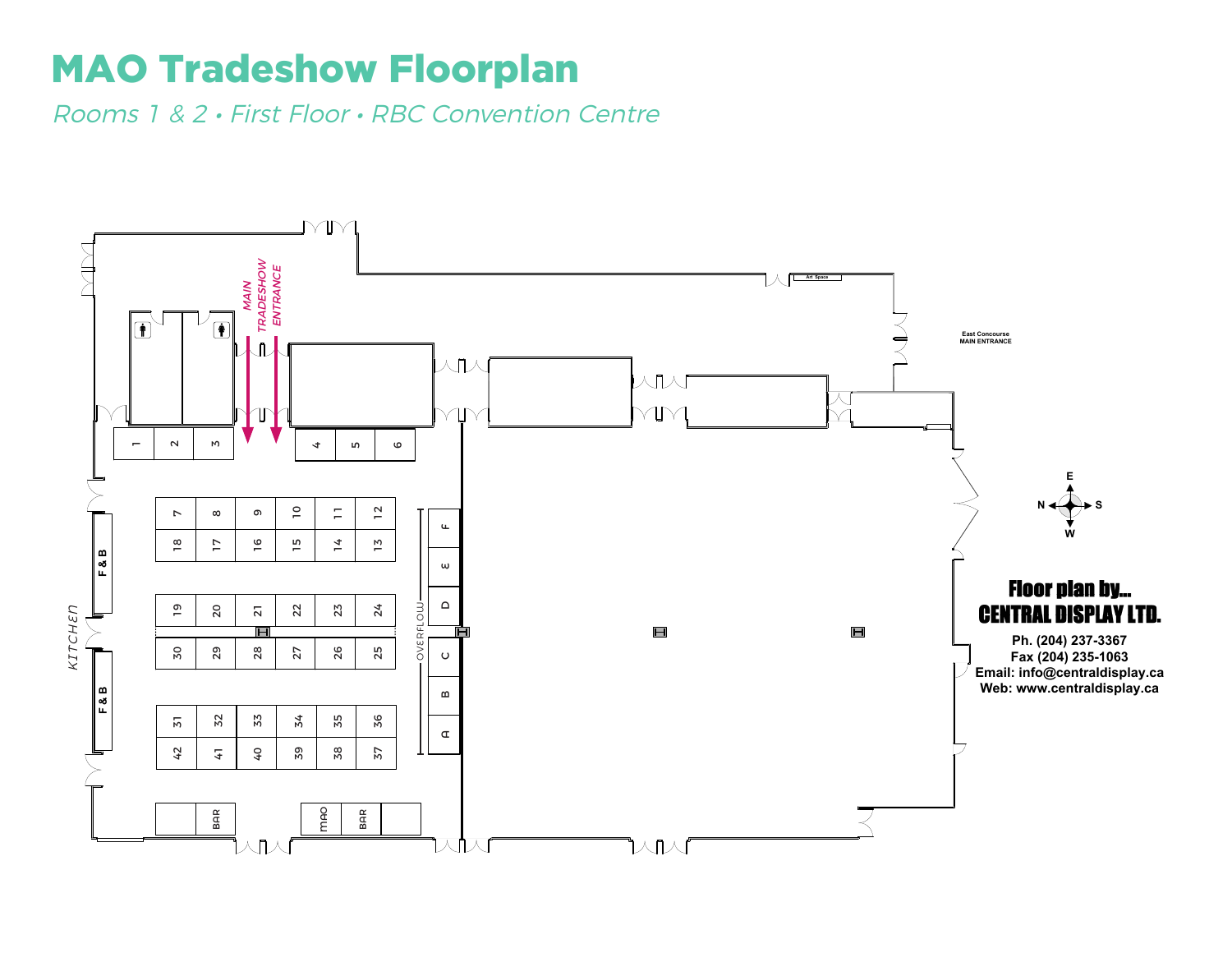# MAO Tradeshow Floorplan

*Rooms 1 & 2 • First Floor • RBC Convention Centre*

*MAIN TRADESHOW ENTRANCE*

Art Space

East Concourse
MAIN ENTRANCE

1 2 3 4 5 6

7 8 9 10 11 12

18 17 16 15 14 13

19 20 21 22 23 24

30 29 28 27 26 25

31 32 33 34 35 36

42 41 40 39 38 37

F E D C B A

OVERFLOW

F & B

F & B

KITCHEN

BAR

MAO

BAR

E
N S
W

**Floor plan by...**
**CENTRAL DISPLAY LTD.**

**Ph. (204) 237-3367**
**Fax (204) 235-1063**
**Email: info@centraldisplay.ca**
**Web: www.centraldisplay.ca**